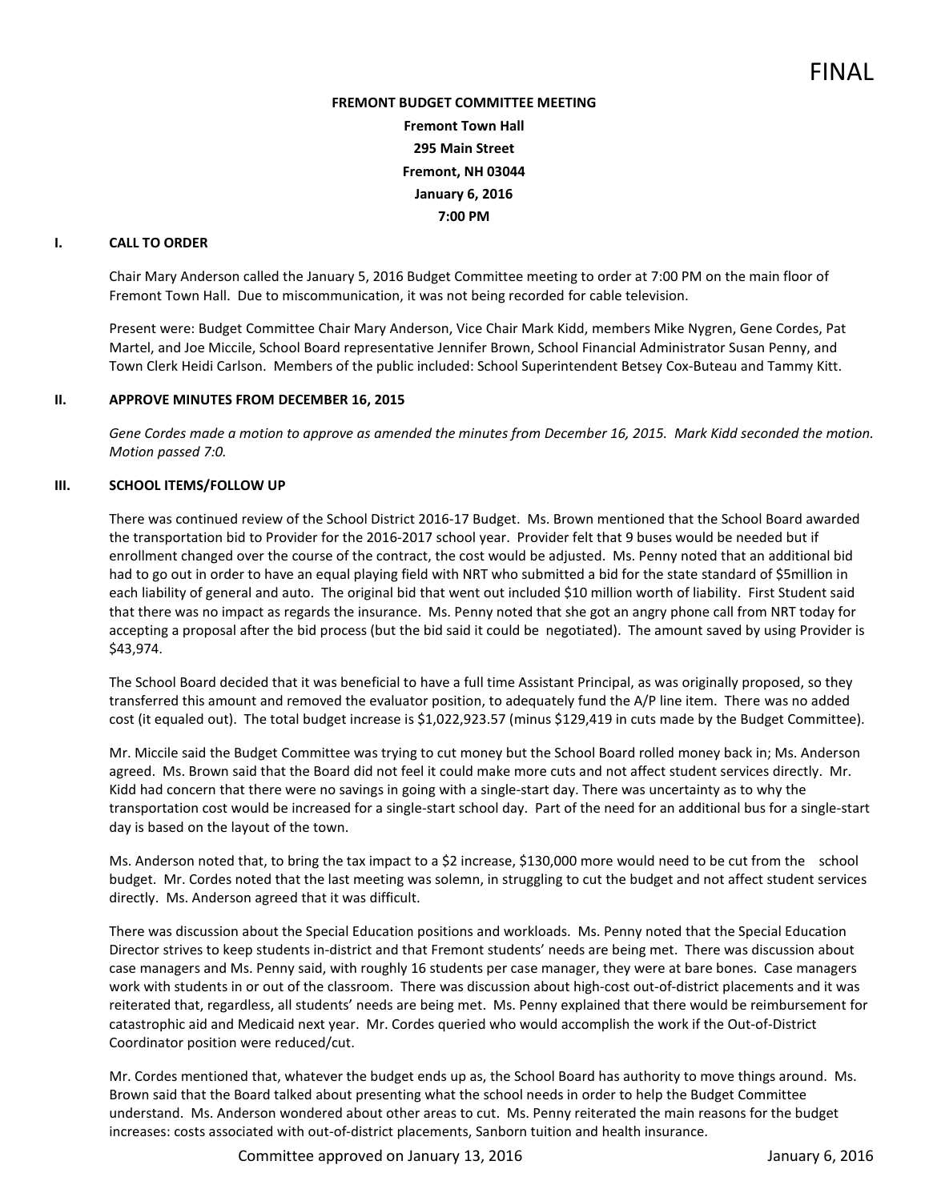FINAL

**FREMONT BUDGET COMMITTEE MEETING**
**Fremont Town Hall**
**295 Main Street**
**Fremont, NH 03044**
**January 6, 2016**
**7:00 PM**

## I. CALL TO ORDER

Chair Mary Anderson called the January 5, 2016 Budget Committee meeting to order at 7:00 PM on the main floor of Fremont Town Hall. Due to miscommunication, it was not being recorded for cable television.

Present were: Budget Committee Chair Mary Anderson, Vice Chair Mark Kidd, members Mike Nygren, Gene Cordes, Pat Martel, and Joe Miccile, School Board representative Jennifer Brown, School Financial Administrator Susan Penny, and Town Clerk Heidi Carlson. Members of the public included: School Superintendent Betsey Cox-Buteau and Tammy Kitt.

## II. APPROVE MINUTES FROM DECEMBER 16, 2015

*Gene Cordes made a motion to approve as amended the minutes from December 16, 2015. Mark Kidd seconded the motion. Motion passed 7:0.*

## III. SCHOOL ITEMS/FOLLOW UP

There was continued review of the School District 2016-17 Budget. Ms. Brown mentioned that the School Board awarded the transportation bid to Provider for the 2016-2017 school year. Provider felt that 9 buses would be needed but if enrollment changed over the course of the contract, the cost would be adjusted. Ms. Penny noted that an additional bid had to go out in order to have an equal playing field with NRT who submitted a bid for the state standard of $5million in each liability of general and auto. The original bid that went out included $10 million worth of liability. First Student said that there was no impact as regards the insurance. Ms. Penny noted that she got an angry phone call from NRT today for accepting a proposal after the bid process (but the bid said it could be negotiated). The amount saved by using Provider is $43,974.

The School Board decided that it was beneficial to have a full time Assistant Principal, as was originally proposed, so they transferred this amount and removed the evaluator position, to adequately fund the A/P line item. There was no added cost (it equaled out). The total budget increase is $1,022,923.57 (minus $129,419 in cuts made by the Budget Committee).

Mr. Miccile said the Budget Committee was trying to cut money but the School Board rolled money back in; Ms. Anderson agreed. Ms. Brown said that the Board did not feel it could make more cuts and not affect student services directly. Mr. Kidd had concern that there were no savings in going with a single-start day. There was uncertainty as to why the transportation cost would be increased for a single-start school day. Part of the need for an additional bus for a single-start day is based on the layout of the town.

Ms. Anderson noted that, to bring the tax impact to a $2 increase, $130,000 more would need to be cut from the school budget. Mr. Cordes noted that the last meeting was solemn, in struggling to cut the budget and not affect student services directly. Ms. Anderson agreed that it was difficult.

There was discussion about the Special Education positions and workloads. Ms. Penny noted that the Special Education Director strives to keep students in-district and that Fremont students' needs are being met. There was discussion about case managers and Ms. Penny said, with roughly 16 students per case manager, they were at bare bones. Case managers work with students in or out of the classroom. There was discussion about high-cost out-of-district placements and it was reiterated that, regardless, all students' needs are being met. Ms. Penny explained that there would be reimbursement for catastrophic aid and Medicaid next year. Mr. Cordes queried who would accomplish the work if the Out-of-District Coordinator position were reduced/cut.

Mr. Cordes mentioned that, whatever the budget ends up as, the School Board has authority to move things around. Ms. Brown said that the Board talked about presenting what the school needs in order to help the Budget Committee understand. Ms. Anderson wondered about other areas to cut. Ms. Penny reiterated the main reasons for the budget increases: costs associated with out-of-district placements, Sanborn tuition and health insurance.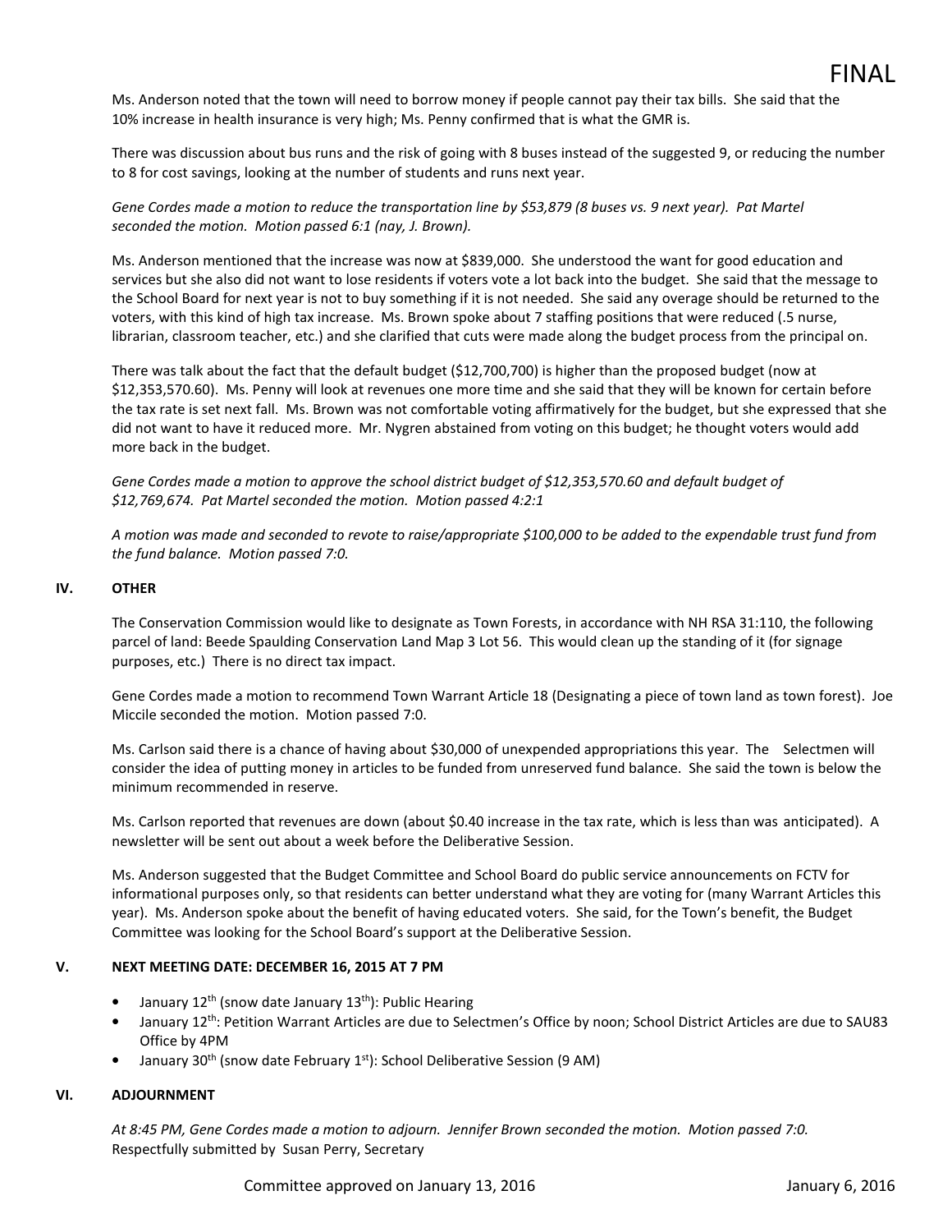FINAL

Ms. Anderson noted that the town will need to borrow money if people cannot pay their tax bills. She said that the 10% increase in health insurance is very high; Ms. Penny confirmed that is what the GMR is.

There was discussion about bus runs and the risk of going with 8 buses instead of the suggested 9, or reducing the number to 8 for cost savings, looking at the number of students and runs next year.

*Gene Cordes made a motion to reduce the transportation line by $53,879 (8 buses vs. 9 next year). Pat Martel seconded the motion. Motion passed 6:1 (nay, J. Brown).*

Ms. Anderson mentioned that the increase was now at $839,000. She understood the want for good education and services but she also did not want to lose residents if voters vote a lot back into the budget. She said that the message to the School Board for next year is not to buy something if it is not needed. She said any overage should be returned to the voters, with this kind of high tax increase. Ms. Brown spoke about 7 staffing positions that were reduced (.5 nurse, librarian, classroom teacher, etc.) and she clarified that cuts were made along the budget process from the principal on.

There was talk about the fact that the default budget ($12,700,700) is higher than the proposed budget (now at $12,353,570.60). Ms. Penny will look at revenues one more time and she said that they will be known for certain before the tax rate is set next fall. Ms. Brown was not comfortable voting affirmatively for the budget, but she expressed that she did not want to have it reduced more. Mr. Nygren abstained from voting on this budget; he thought voters would add more back in the budget.

*Gene Cordes made a motion to approve the school district budget of $12,353,570.60 and default budget of $12,769,674. Pat Martel seconded the motion. Motion passed 4:2:1*

*A motion was made and seconded to revote to raise/appropriate $100,000 to be added to the expendable trust fund from the fund balance. Motion passed 7:0.*

## IV. OTHER

The Conservation Commission would like to designate as Town Forests, in accordance with NH RSA 31:110, the following parcel of land: Beede Spaulding Conservation Land Map 3 Lot 56. This would clean up the standing of it (for signage purposes, etc.) There is no direct tax impact.

Gene Cordes made a motion to recommend Town Warrant Article 18 (Designating a piece of town land as town forest). Joe Miccile seconded the motion. Motion passed 7:0.

Ms. Carlson said there is a chance of having about $30,000 of unexpended appropriations this year. The Selectmen will consider the idea of putting money in articles to be funded from unreserved fund balance. She said the town is below the minimum recommended in reserve.

Ms. Carlson reported that revenues are down (about $0.40 increase in the tax rate, which is less than was anticipated). A newsletter will be sent out about a week before the Deliberative Session.

Ms. Anderson suggested that the Budget Committee and School Board do public service announcements on FCTV for informational purposes only, so that residents can better understand what they are voting for (many Warrant Articles this year). Ms. Anderson spoke about the benefit of having educated voters. She said, for the Town's benefit, the Budget Committee was looking for the School Board's support at the Deliberative Session.

## V. NEXT MEETING DATE: DECEMBER 16, 2015 AT 7 PM

- January 12th (snow date January 13th): Public Hearing
- January 12th: Petition Warrant Articles are due to Selectmen's Office by noon; School District Articles are due to SAU83 Office by 4PM
- January 30th (snow date February 1st): School Deliberative Session (9 AM)

## VI. ADJOURNMENT

*At 8:45 PM, Gene Cordes made a motion to adjourn. Jennifer Brown seconded the motion. Motion passed 7:0.*
Respectfully submitted by Susan Perry, Secretary

Committee approved on January 13, 2016 January 6, 2016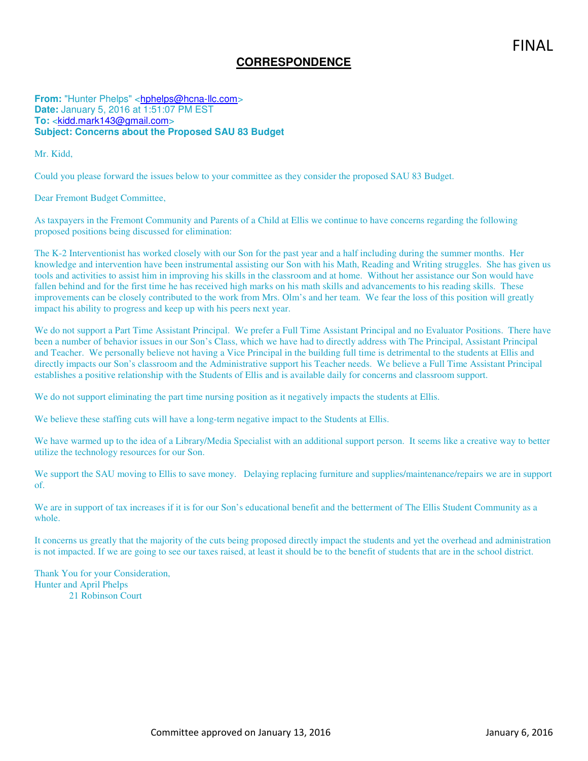FINAL

## CORRESPONDENCE

**From:** "Hunter Phelps" <hphelps@hcna-llc.com>
**Date:** January 5, 2016 at 1:51:07 PM EST
**To:** <kidd.mark143@gmail.com>
**Subject: Concerns about the Proposed SAU 83 Budget**

Mr. Kidd,

Could you please forward the issues below to your committee as they consider the proposed SAU 83 Budget.

Dear Fremont Budget Committee,

As taxpayers in the Fremont Community and Parents of a Child at Ellis we continue to have concerns regarding the following proposed positions being discussed for elimination:

The K-2 Interventionist has worked closely with our Son for the past year and a half including during the summer months. Her knowledge and intervention have been instrumental assisting our Son with his Math, Reading and Writing struggles. She has given us tools and activities to assist him in improving his skills in the classroom and at home. Without her assistance our Son would have fallen behind and for the first time he has received high marks on his math skills and advancements to his reading skills. These improvements can be closely contributed to the work from Mrs. Olm's and her team. We fear the loss of this position will greatly impact his ability to progress and keep up with his peers next year.

We do not support a Part Time Assistant Principal. We prefer a Full Time Assistant Principal and no Evaluator Positions. There have been a number of behavior issues in our Son's Class, which we have had to directly address with The Principal, Assistant Principal and Teacher. We personally believe not having a Vice Principal in the building full time is detrimental to the students at Ellis and directly impacts our Son's classroom and the Administrative support his Teacher needs. We believe a Full Time Assistant Principal establishes a positive relationship with the Students of Ellis and is available daily for concerns and classroom support.

We do not support eliminating the part time nursing position as it negatively impacts the students at Ellis.

We believe these staffing cuts will have a long-term negative impact to the Students at Ellis.

We have warmed up to the idea of a Library/Media Specialist with an additional support person. It seems like a creative way to better utilize the technology resources for our Son.

We support the SAU moving to Ellis to save money. Delaying replacing furniture and supplies/maintenance/repairs we are in support of.

We are in support of tax increases if it is for our Son's educational benefit and the betterment of The Ellis Student Community as a whole.

It concerns us greatly that the majority of the cuts being proposed directly impact the students and yet the overhead and administration is not impacted. If we are going to see our taxes raised, at least it should be to the benefit of students that are in the school district.

Thank You for your Consideration,
Hunter and April Phelps
21 Robinson Court

Committee approved on January 13, 2016 January 6, 2016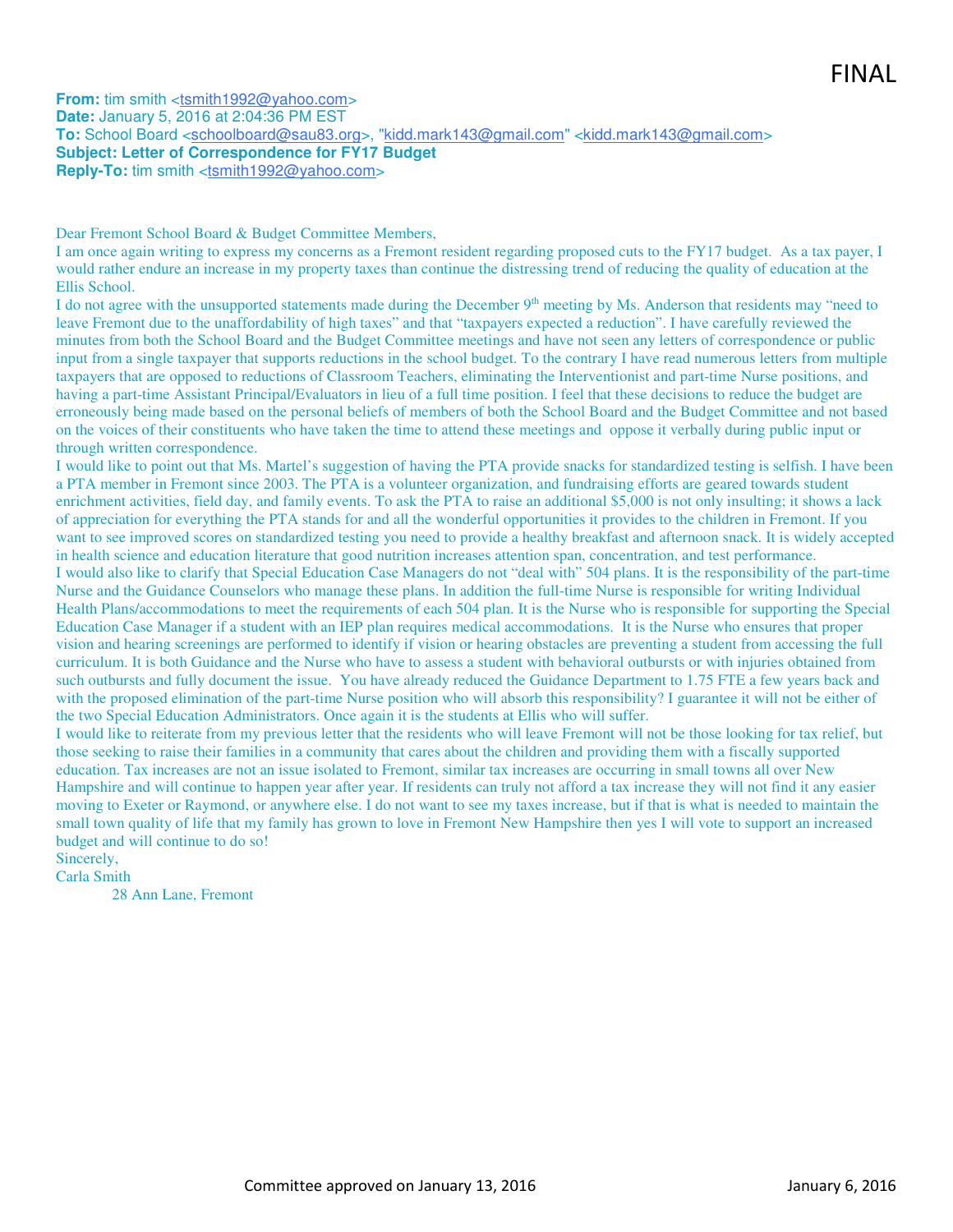FINAL

**From:** tim smith <tsmith1992@yahoo.com>
**Date:** January 5, 2016 at 2:04:36 PM EST
**To:** School Board <schoolboard@sau83.org>, "kidd.mark143@gmail.com" <kidd.mark143@gmail.com>
**Subject: Letter of Correspondence for FY17 Budget**
**Reply-To:** tim smith <tsmith1992@yahoo.com>

Dear Fremont School Board & Budget Committee Members,

I am once again writing to express my concerns as a Fremont resident regarding proposed cuts to the FY17 budget. As a tax payer, I would rather endure an increase in my property taxes than continue the distressing trend of reducing the quality of education at the Ellis School.

I do not agree with the unsupported statements made during the December 9th meeting by Ms. Anderson that residents may "need to leave Fremont due to the unaffordability of high taxes" and that "taxpayers expected a reduction". I have carefully reviewed the minutes from both the School Board and the Budget Committee meetings and have not seen any letters of correspondence or public input from a single taxpayer that supports reductions in the school budget. To the contrary I have read numerous letters from multiple taxpayers that are opposed to reductions of Classroom Teachers, eliminating the Interventionist and part-time Nurse positions, and having a part-time Assistant Principal/Evaluators in lieu of a full time position. I feel that these decisions to reduce the budget are erroneously being made based on the personal beliefs of members of both the School Board and the Budget Committee and not based on the voices of their constituents who have taken the time to attend these meetings and oppose it verbally during public input or through written correspondence.

I would like to point out that Ms. Martel's suggestion of having the PTA provide snacks for standardized testing is selfish. I have been a PTA member in Fremont since 2003. The PTA is a volunteer organization, and fundraising efforts are geared towards student enrichment activities, field day, and family events. To ask the PTA to raise an additional $5,000 is not only insulting; it shows a lack of appreciation for everything the PTA stands for and all the wonderful opportunities it provides to the children in Fremont. If you want to see improved scores on standardized testing you need to provide a healthy breakfast and afternoon snack. It is widely accepted in health science and education literature that good nutrition increases attention span, concentration, and test performance.

I would also like to clarify that Special Education Case Managers do not "deal with" 504 plans. It is the responsibility of the part-time Nurse and the Guidance Counselors who manage these plans. In addition the full-time Nurse is responsible for writing Individual Health Plans/accommodations to meet the requirements of each 504 plan. It is the Nurse who is responsible for supporting the Special Education Case Manager if a student with an IEP plan requires medical accommodations. It is the Nurse who ensures that proper vision and hearing screenings are performed to identify if vision or hearing obstacles are preventing a student from accessing the full curriculum. It is both Guidance and the Nurse who have to assess a student with behavioral outbursts or with injuries obtained from such outbursts and fully document the issue. You have already reduced the Guidance Department to 1.75 FTE a few years back and with the proposed elimination of the part-time Nurse position who will absorb this responsibility? I guarantee it will not be either of the two Special Education Administrators. Once again it is the students at Ellis who will suffer.

I would like to reiterate from my previous letter that the residents who will leave Fremont will not be those looking for tax relief, but those seeking to raise their families in a community that cares about the children and providing them with a fiscally supported education. Tax increases are not an issue isolated to Fremont, similar tax increases are occurring in small towns all over New Hampshire and will continue to happen year after year. If residents can truly not afford a tax increase they will not find it any easier moving to Exeter or Raymond, or anywhere else. I do not want to see my taxes increase, but if that is what is needed to maintain the small town quality of life that my family has grown to love in Fremont New Hampshire then yes I will vote to support an increased budget and will continue to do so!

Sincerely,
Carla Smith
28 Ann Lane, Fremont

Committee approved on January 13, 2016

January 6, 2016